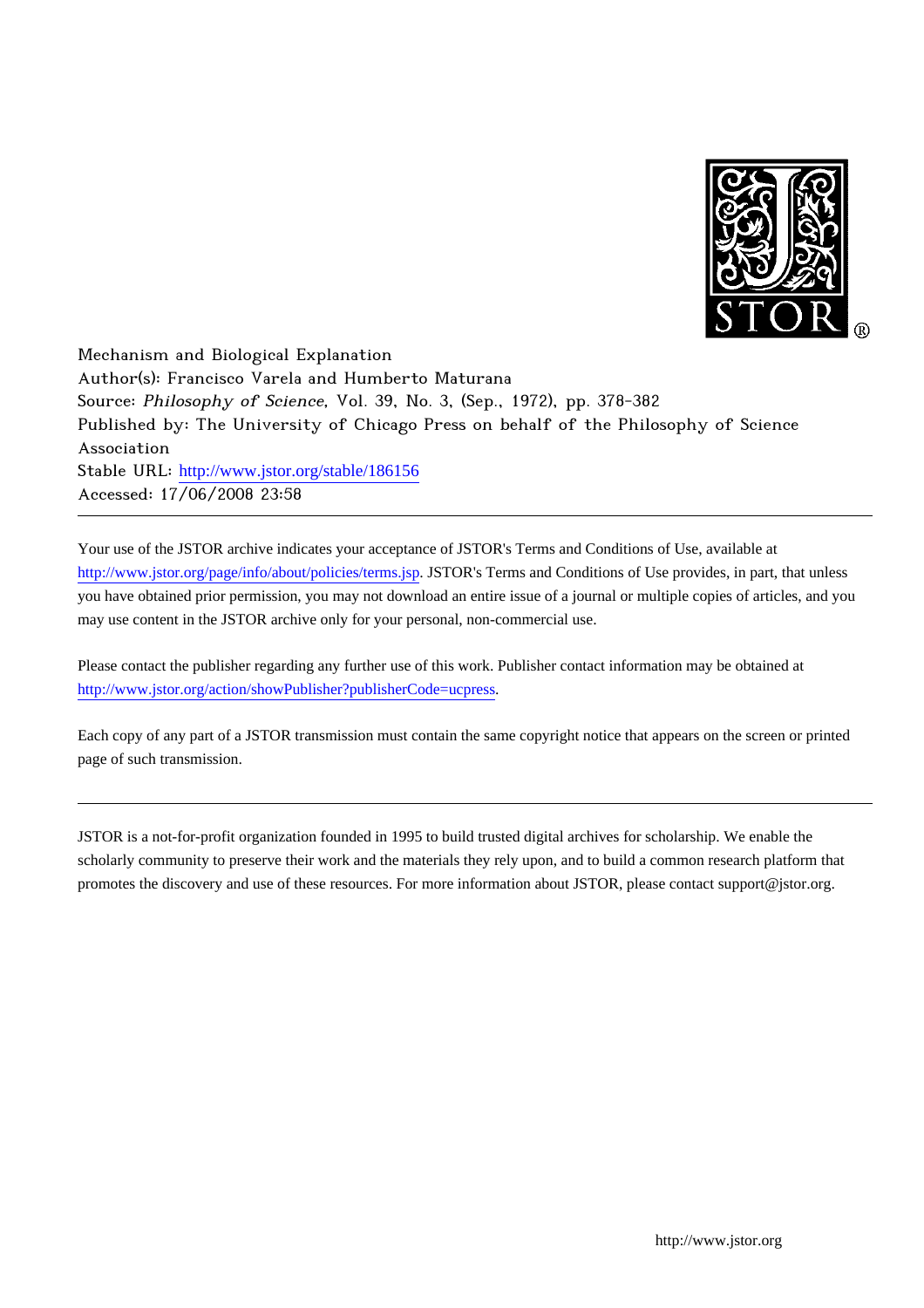Mechanism and Biological Explanation
Author(s): Francisco Varela and Humberto Maturana
Source: *Philosophy of Science*, Vol. 39, No. 3, (Sep., 1972), pp. 378-382
Published by: The University of Chicago Press on behalf of the Philosophy of Science Association
Stable URL: http://www.jstor.org/stable/186156
Accessed: 17/06/2008 23:58

---

Your use of the JSTOR archive indicates your acceptance of JSTOR's Terms and Conditions of Use, available at http://www.jstor.org/page/info/about/policies/terms.jsp. JSTOR's Terms and Conditions of Use provides, in part, that unless you have obtained prior permission, you may not download an entire issue of a journal or multiple copies of articles, and you may use content in the JSTOR archive only for your personal, non-commercial use.

Please contact the publisher regarding any further use of this work. Publisher contact information may be obtained at http://www.jstor.org/action/showPublisher?publisherCode=ucpress.

Each copy of any part of a JSTOR transmission must contain the same copyright notice that appears on the screen or printed page of such transmission.

---

JSTOR is a not-for-profit organization founded in 1995 to build trusted digital archives for scholarship. We enable the scholarly community to preserve their work and the materials they rely upon, and to build a common research platform that promotes the discovery and use of these resources. For more information about JSTOR, please contact support@jstor.org.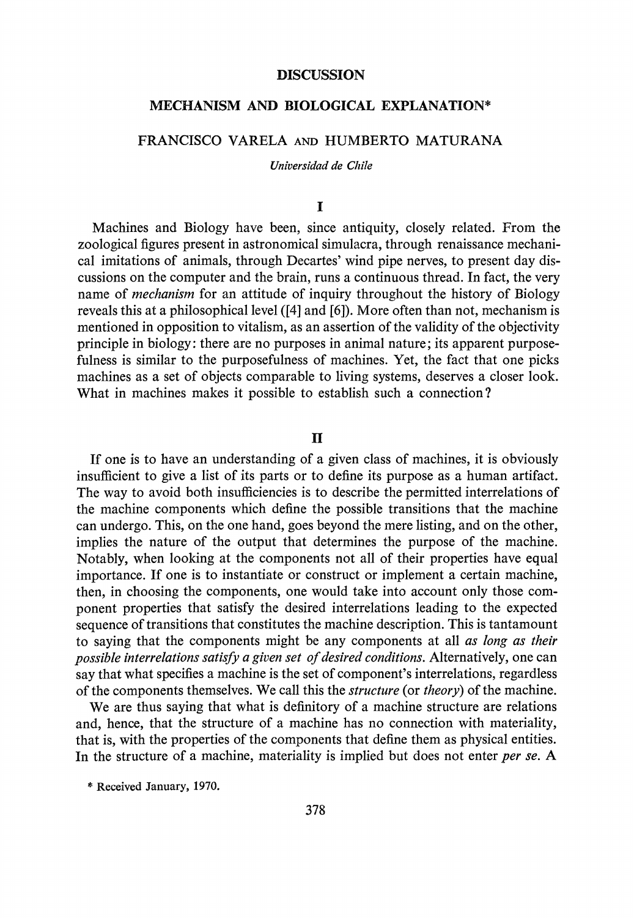## DISCUSSION

# MECHANISM AND BIOLOGICAL EXPLANATION*

### FRANCISCO VARELA AND HUMBERTO MATURANA

*Universidad de Chile*

## I

Machines and Biology have been, since antiquity, closely related. From the zoological figures present in astronomical simulacra, through renaissance mechanical imitations of animals, through Decartes' wind pipe nerves, to present day discussions on the computer and the brain, runs a continuous thread. In fact, the very name of *mechanism* for an attitude of inquiry throughout the history of Biology reveals this at a philosophical level ([4] and [6]). More often than not, mechanism is mentioned in opposition to vitalism, as an assertion of the validity of the objectivity principle in biology: there are no purposes in animal nature; its apparent purposefulness is similar to the purposefulness of machines. Yet, the fact that one picks machines as a set of objects comparable to living systems, deserves a closer look. What in machines makes it possible to establish such a connection?

## II

If one is to have an understanding of a given class of machines, it is obviously insufficient to give a list of its parts or to define its purpose as a human artifact. The way to avoid both insufficiencies is to describe the permitted interrelations of the machine components which define the possible transitions that the machine can undergo. This, on the one hand, goes beyond the mere listing, and on the other, implies the nature of the output that determines the purpose of the machine. Notably, when looking at the components not all of their properties have equal importance. If one is to instantiate or construct or implement a certain machine, then, in choosing the components, one would take into account only those component properties that satisfy the desired interrelations leading to the expected sequence of transitions that constitutes the machine description. This is tantamount to saying that the components might be any components at all *as long as their possible interrelations satisfy a given set of desired conditions*. Alternatively, one can say that what specifies a machine is the set of component's interrelations, regardless of the components themselves. We call this the *structure* (or *theory*) of the machine.

We are thus saying that what is definitory of a machine structure are relations and, hence, that the structure of a machine has no connection with materiality, that is, with the properties of the components that define them as physical entities. In the structure of a machine, materiality is implied but does not enter *per se*. A

* Received January, 1970.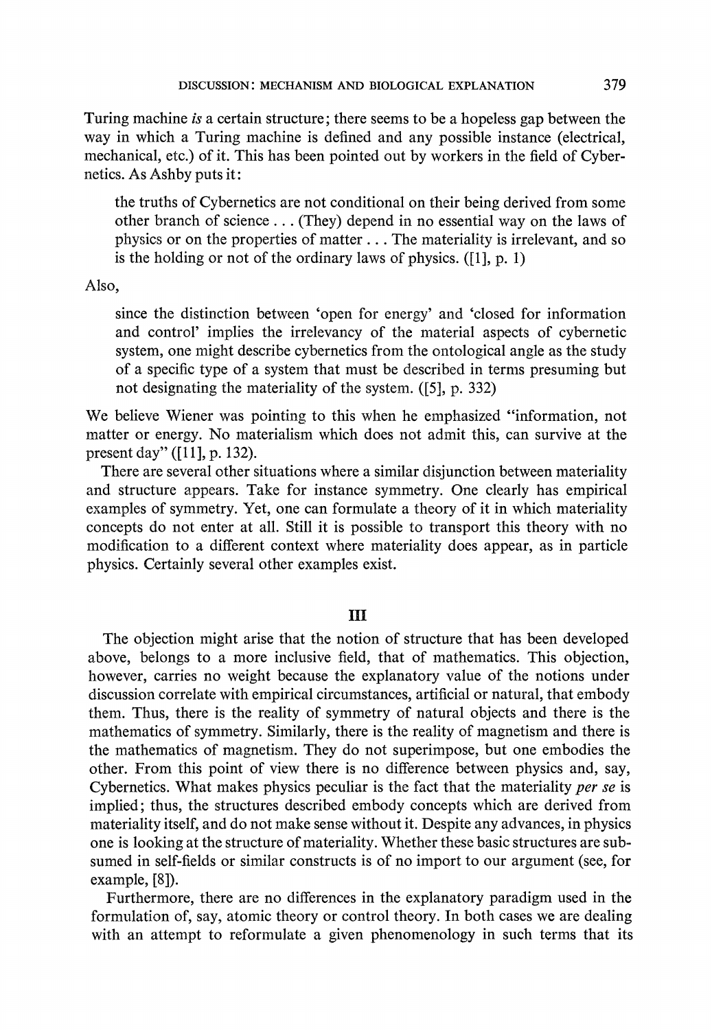Turing machine *is* a certain structure; there seems to be a hopeless gap between the way in which a Turing machine is defined and any possible instance (electrical, mechanical, etc.) of it. This has been pointed out by workers in the field of Cybernetics. As Ashby puts it:

> the truths of Cybernetics are not conditional on their being derived from some other branch of science . . . (They) depend in no essential way on the laws of physics or on the properties of matter . . . The materiality is irrelevant, and so is the holding or not of the ordinary laws of physics. ([1], p. 1)

Also,

> since the distinction between 'open for energy' and 'closed for information and control' implies the irrelevancy of the material aspects of cybernetic system, one might describe cybernetics from the ontological angle as the study of a specific type of a system that must be described in terms presuming but not designating the materiality of the system. ([5], p. 332)

We believe Wiener was pointing to this when he emphasized "information, not matter or energy. No materialism which does not admit this, can survive at the present day" ([11], p. 132).

There are several other situations where a similar disjunction between materiality and structure appears. Take for instance symmetry. One clearly has empirical examples of symmetry. Yet, one can formulate a theory of it in which materiality concepts do not enter at all. Still it is possible to transport this theory with no modification to a different context where materiality does appear, as in particle physics. Certainly several other examples exist.

## III

The objection might arise that the notion of structure that has been developed above, belongs to a more inclusive field, that of mathematics. This objection, however, carries no weight because the explanatory value of the notions under discussion correlate with empirical circumstances, artificial or natural, that embody them. Thus, there is the reality of symmetry of natural objects and there is the mathematics of symmetry. Similarly, there is the reality of magnetism and there is the mathematics of magnetism. They do not superimpose, but one embodies the other. From this point of view there is no difference between physics and, say, Cybernetics. What makes physics peculiar is the fact that the materiality *per se* is implied; thus, the structures described embody concepts which are derived from materiality itself, and do not make sense without it. Despite any advances, in physics one is looking at the structure of materiality. Whether these basic structures are subsumed in self-fields or similar constructs is of no import to our argument (see, for example, [8]).

Furthermore, there are no differences in the explanatory paradigm used in the formulation of, say, atomic theory or control theory. In both cases we are dealing with an attempt to reformulate a given phenomenology in such terms that its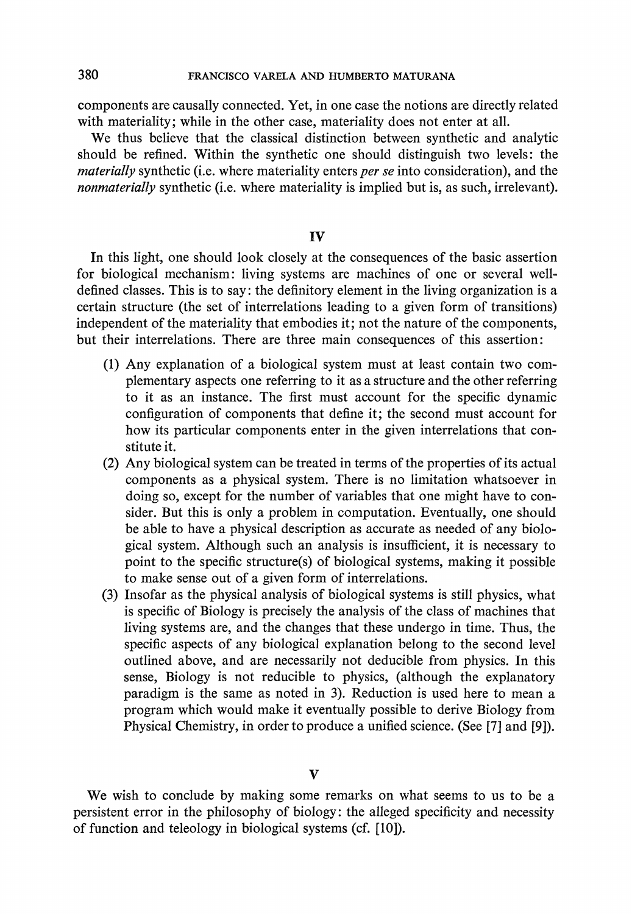components are causally connected. Yet, in one case the notions are directly related with materiality; while in the other case, materiality does not enter at all.

We thus believe that the classical distinction between synthetic and analytic should be refined. Within the synthetic one should distinguish two levels: the *materially* synthetic (i.e. where materiality enters *per se* into consideration), and the *nonmaterially* synthetic (i.e. where materiality is implied but is, as such, irrelevant).

## IV

In this light, one should look closely at the consequences of the basic assertion for biological mechanism: living systems are machines of one or several well-defined classes. This is to say: the definitory element in the living organization is a certain structure (the set of interrelations leading to a given form of transitions) independent of the materiality that embodies it; not the nature of the components, but their interrelations. There are three main consequences of this assertion:

(1) Any explanation of a biological system must at least contain two complementary aspects one referring to it as a structure and the other referring to it as an instance. The first must account for the specific dynamic configuration of components that define it; the second must account for how its particular components enter in the given interrelations that constitute it.

(2) Any biological system can be treated in terms of the properties of its actual components as a physical system. There is no limitation whatsoever in doing so, except for the number of variables that one might have to consider. But this is only a problem in computation. Eventually, one should be able to have a physical description as accurate as needed of any biological system. Although such an analysis is insufficient, it is necessary to point to the specific structure(s) of biological systems, making it possible to make sense out of a given form of interrelations.

(3) Insofar as the physical analysis of biological systems is still physics, what is specific of Biology is precisely the analysis of the class of machines that living systems are, and the changes that these undergo in time. Thus, the specific aspects of any biological explanation belong to the second level outlined above, and are necessarily not deducible from physics. In this sense, Biology is not reducible to physics, (although the explanatory paradigm is the same as noted in 3). Reduction is used here to mean a program which would make it eventually possible to derive Biology from Physical Chemistry, in order to produce a unified science. (See [7] and [9]).

## V

We wish to conclude by making some remarks on what seems to us to be a persistent error in the philosophy of biology: the alleged specificity and necessity of function and teleology in biological systems (cf. [10]).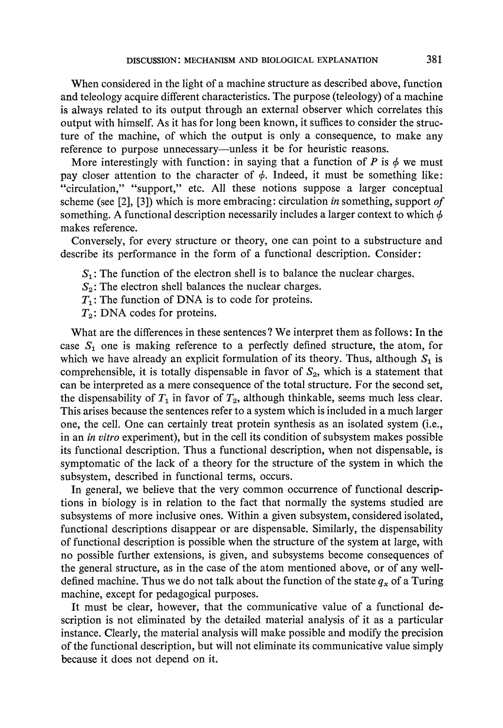When considered in the light of a machine structure as described above, function and teleology acquire different characteristics. The purpose (teleology) of a machine is always related to its output through an external observer which correlates this output with himself. As it has for long been known, it suffices to consider the structure of the machine, of which the output is only a consequence, to make any reference to purpose unnecessary—unless it be for heuristic reasons.

More interestingly with function: in saying that a function of $P$ is $\phi$ we must pay closer attention to the character of $\phi$. Indeed, it must be something like: "circulation," "support," etc. All these notions suppose a larger conceptual scheme (see [2], [3]) which is more embracing: circulation *in* something, support *of* something. A functional description necessarily includes a larger context to which $\phi$ makes reference.

Conversely, for every structure or theory, one can point to a substructure and describe its performance in the form of a functional description. Consider:

$S_1$: The function of the electron shell is to balance the nuclear charges.
$S_2$: The electron shell balances the nuclear charges.
$T_1$: The function of DNA is to code for proteins.
$T_2$: DNA codes for proteins.

What are the differences in these sentences? We interpret them as follows: In the case $S_1$ one is making reference to a perfectly defined structure, the atom, for which we have already an explicit formulation of its theory. Thus, although $S_1$ is comprehensible, it is totally dispensable in favor of $S_2$, which is a statement that can be interpreted as a mere consequence of the total structure. For the second set, the dispensability of $T_1$ in favor of $T_2$, although thinkable, seems much less clear. This arises because the sentences refer to a system which is included in a much larger one, the cell. One can certainly treat protein synthesis as an isolated system (i.e., in an *in vitro* experiment), but in the cell its condition of subsystem makes possible its functional description. Thus a functional description, when not dispensable, is symptomatic of the lack of a theory for the structure of the system in which the subsystem, described in functional terms, occurs.

In general, we believe that the very common occurrence of functional descriptions in biology is in relation to the fact that normally the systems studied are subsystems of more inclusive ones. Within a given subsystem, considered isolated, functional descriptions disappear or are dispensable. Similarly, the dispensability of functional description is possible when the structure of the system at large, with no possible further extensions, is given, and subsystems become consequences of the general structure, as in the case of the atom mentioned above, or of any well-defined machine. Thus we do not talk about the function of the state $q_x$ of a Turing machine, except for pedagogical purposes.

It must be clear, however, that the communicative value of a functional description is not eliminated by the detailed material analysis of it as a particular instance. Clearly, the material analysis will make possible and modify the precision of the functional description, but will not eliminate its communicative value simply because it does not depend on it.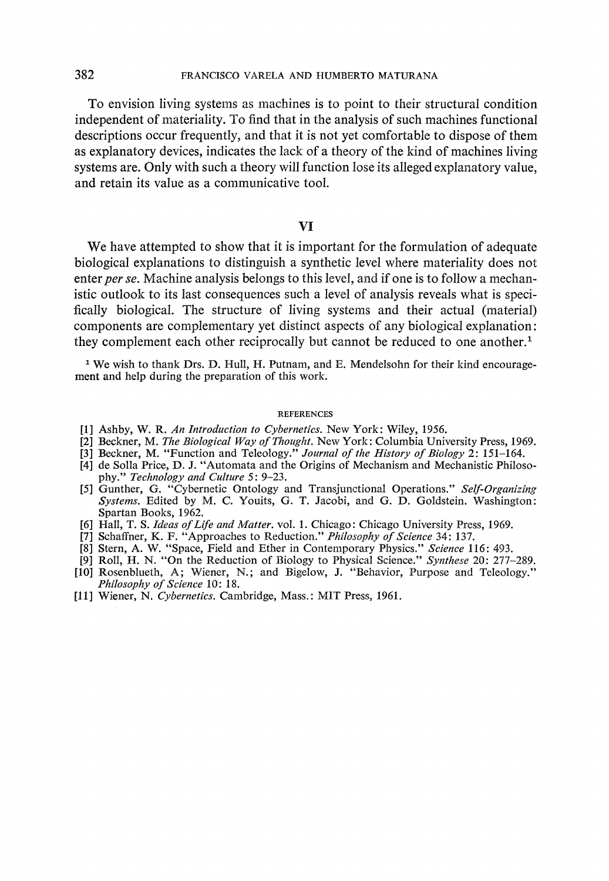To envision living systems as machines is to point to their structural condition independent of materiality. To find that in the analysis of such machines functional descriptions occur frequently, and that it is not yet comfortable to dispose of them as explanatory devices, indicates the lack of a theory of the kind of machines living systems are. Only with such a theory will function lose its alleged explanatory value, and retain its value as a communicative tool.

## VI

We have attempted to show that it is important for the formulation of adequate biological explanations to distinguish a synthetic level where materiality does not enter *per se*. Machine analysis belongs to this level, and if one is to follow a mechanistic outlook to its last consequences such a level of analysis reveals what is specifically biological. The structure of living systems and their actual (material) components are complementary yet distinct aspects of any biological explanation: they complement each other reciprocally but cannot be reduced to one another.[1]

[1] We wish to thank Drs. D. Hull, H. Putnam, and E. Mendelsohn for their kind encouragement and help during the preparation of this work.

### REFERENCES

[1] Ashby, W. R. *An Introduction to Cybernetics*. New York: Wiley, 1956.

[2] Beckner, M. *The Biological Way of Thought*. New York: Columbia University Press, 1969.

[3] Beckner, M. "Function and Teleology." *Journal of the History of Biology* 2: 151–164.

[4] de Solla Price, D. J. "Automata and the Origins of Mechanism and Mechanistic Philosophy." *Technology and Culture* 5: 9–23.

[5] Gunther, G. "Cybernetic Ontology and Transjunctional Operations." *Self-Organizing Systems*. Edited by M. C. Youits, G. T. Jacobi, and G. D. Goldstein. Washington: Spartan Books, 1962.

[6] Hall, T. S. *Ideas of Life and Matter*. vol. 1. Chicago: Chicago University Press, 1969.

[7] Schaffner, K. F. "Approaches to Reduction." *Philosophy of Science* 34: 137.

[8] Stern, A. W. "Space, Field and Ether in Contemporary Physics." *Science* 116: 493.

[9] Roll, H. N. "On the Reduction of Biology to Physical Science." *Synthese* 20: 277–289.

[10] Rosenblueth, A; Wiener, N.; and Bigelow, J. "Behavior, Purpose and Teleology." *Philosophy of Science* 10: 18.

[11] Wiener, N. *Cybernetics*. Cambridge, Mass.: MIT Press, 1961.